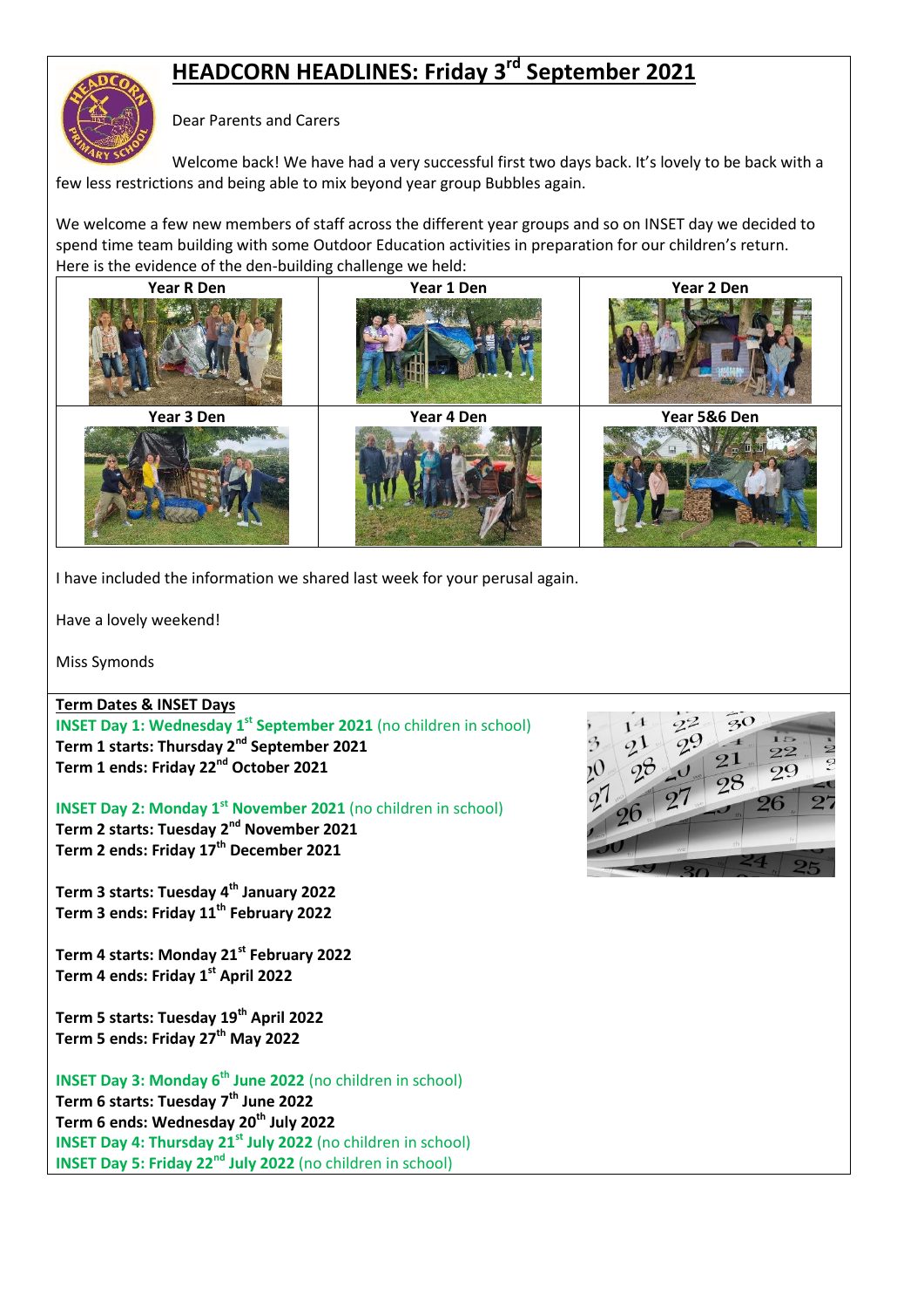# HEADCORN HEADLINES: Friday 3rd September 2021

Dear Parents and Carers

Welcome back! We have had a very successful first two days back. It's lovely to be back with a few less restrictions and being able to mix beyond year group Bubbles again.

We welcome a few new members of staff across the different year groups and so on INSET day we decided to spend time team building with some Outdoor Education activities in preparation for our children's return. Here is the evidence of the den-building challenge we held:

| Year R Den | Year 1 Den | Year 2 Den |
|---|---|---|
| Year 3 Den | Year 4 Den | Year 5&6 Den |

I have included the information we shared last week for your perusal again.

Have a lovely weekend!

Miss Symonds

## Term Dates & INSET Days

**INSET Day 1: Wednesday 1st September 2021** (no children in school)
**Term 1 starts: Thursday 2nd September 2021**
**Term 1 ends: Friday 22nd October 2021**

**INSET Day 2: Monday 1st November 2021** (no children in school)
**Term 2 starts: Tuesday 2nd November 2021**
**Term 2 ends: Friday 17th December 2021**

**Term 3 starts: Tuesday 4th January 2022**
**Term 3 ends: Friday 11th February 2022**

**Term 4 starts: Monday 21st February 2022**
**Term 4 ends: Friday 1st April 2022**

**Term 5 starts: Tuesday 19th April 2022**
**Term 5 ends: Friday 27th May 2022**

**INSET Day 3: Monday 6th June 2022** (no children in school)
**Term 6 starts: Tuesday 7th June 2022**
**Term 6 ends: Wednesday 20th July 2022**
**INSET Day 4: Thursday 21st July 2022** (no children in school)
**INSET Day 5: Friday 22nd July 2022** (no children in school)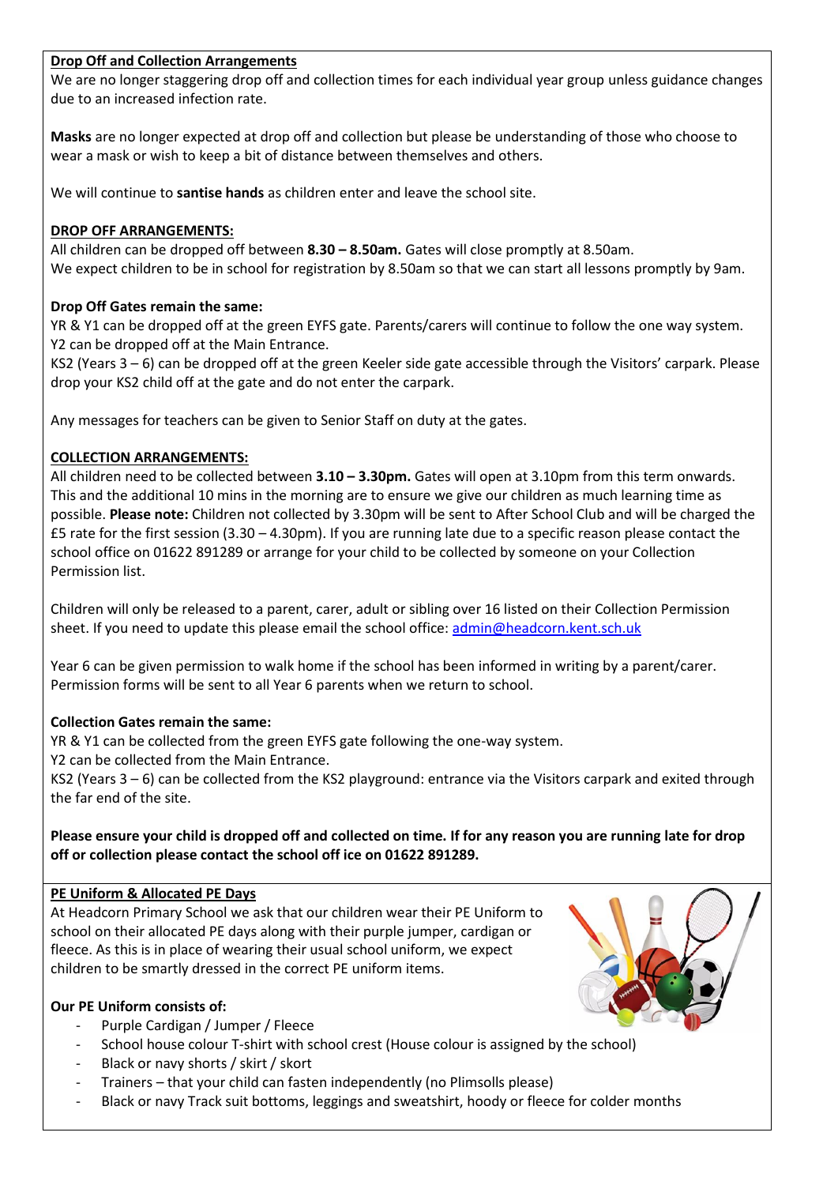## Drop Off and Collection Arrangements

We are no longer staggering drop off and collection times for each individual year group unless guidance changes due to an increased infection rate.

**Masks** are no longer expected at drop off and collection but please be understanding of those who choose to wear a mask or wish to keep a bit of distance between themselves and others.

We will continue to **santise hands** as children enter and leave the school site.

### DROP OFF ARRANGEMENTS:

All children can be dropped off between **8.30 – 8.50am.** Gates will close promptly at 8.50am.
We expect children to be in school for registration by 8.50am so that we can start all lessons promptly by 9am.

**Drop Off Gates remain the same:**

YR & Y1 can be dropped off at the green EYFS gate. Parents/carers will continue to follow the one way system.
Y2 can be dropped off at the Main Entrance.
KS2 (Years 3 – 6) can be dropped off at the green Keeler side gate accessible through the Visitors' carpark. Please drop your KS2 child off at the gate and do not enter the carpark.

Any messages for teachers can be given to Senior Staff on duty at the gates.

### COLLECTION ARRANGEMENTS:

All children need to be collected between **3.10 – 3.30pm.** Gates will open at 3.10pm from this term onwards. This and the additional 10 mins in the morning are to ensure we give our children as much learning time as possible. **Please note:** Children not collected by 3.30pm will be sent to After School Club and will be charged the £5 rate for the first session (3.30 – 4.30pm). If you are running late due to a specific reason please contact the school office on 01622 891289 or arrange for your child to be collected by someone on your Collection Permission list.

Children will only be released to a parent, carer, adult or sibling over 16 listed on their Collection Permission sheet. If you need to update this please email the school office: admin@headcorn.kent.sch.uk

Year 6 can be given permission to walk home if the school has been informed in writing by a parent/carer. Permission forms will be sent to all Year 6 parents when we return to school.

**Collection Gates remain the same:**

YR & Y1 can be collected from the green EYFS gate following the one-way system.
Y2 can be collected from the Main Entrance.
KS2 (Years 3 – 6) can be collected from the KS2 playground: entrance via the Visitors carpark and exited through the far end of the site.

**Please ensure your child is dropped off and collected on time. If for any reason you are running late for drop off or collection please contact the school off ice on 01622 891289.**

## PE Uniform & Allocated PE Days

At Headcorn Primary School we ask that our children wear their PE Uniform to school on their allocated PE days along with their purple jumper, cardigan or fleece. As this is in place of wearing their usual school uniform, we expect children to be smartly dressed in the correct PE uniform items.

**Our PE Uniform consists of:**

- Purple Cardigan / Jumper / Fleece
- School house colour T-shirt with school crest (House colour is assigned by the school)
- Black or navy shorts / skirt / skort
- Trainers – that your child can fasten independently (no Plimsolls please)
- Black or navy Track suit bottoms, leggings and sweatshirt, hoody or fleece for colder months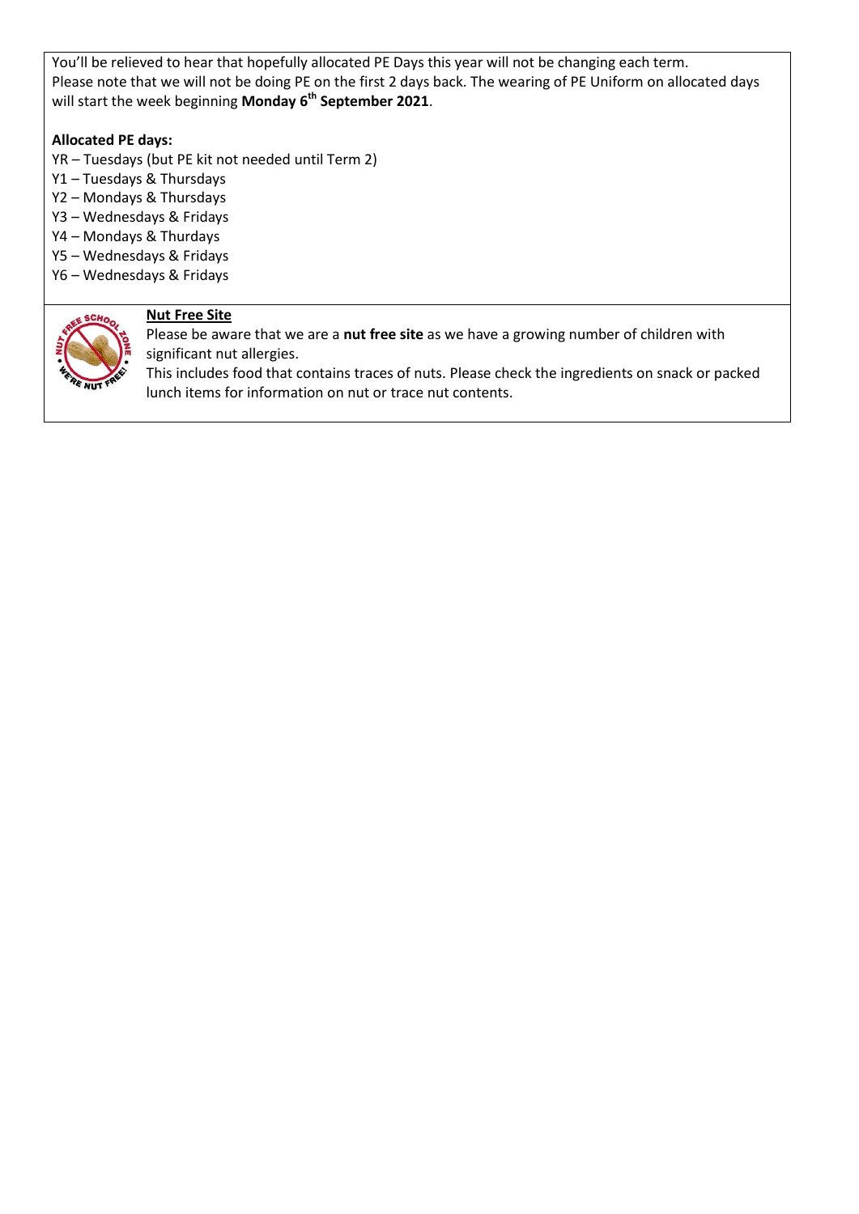You'll be relieved to hear that hopefully allocated PE Days this year will not be changing each term.
Please note that we will not be doing PE on the first 2 days back. The wearing of PE Uniform on allocated days will start the week beginning **Monday 6th September 2021**.

**Allocated PE days:**

YR – Tuesdays (but PE kit not needed until Term 2)
Y1 – Tuesdays & Thursdays
Y2 – Mondays & Thursdays
Y3 – Wednesdays & Fridays
Y4 – Mondays & Thurdays
Y5 – Wednesdays & Fridays
Y6 – Wednesdays & Fridays

**Nut Free Site**

Please be aware that we are a **nut free site** as we have a growing number of children with significant nut allergies.
This includes food that contains traces of nuts. Please check the ingredients on snack or packed lunch items for information on nut or trace nut contents.